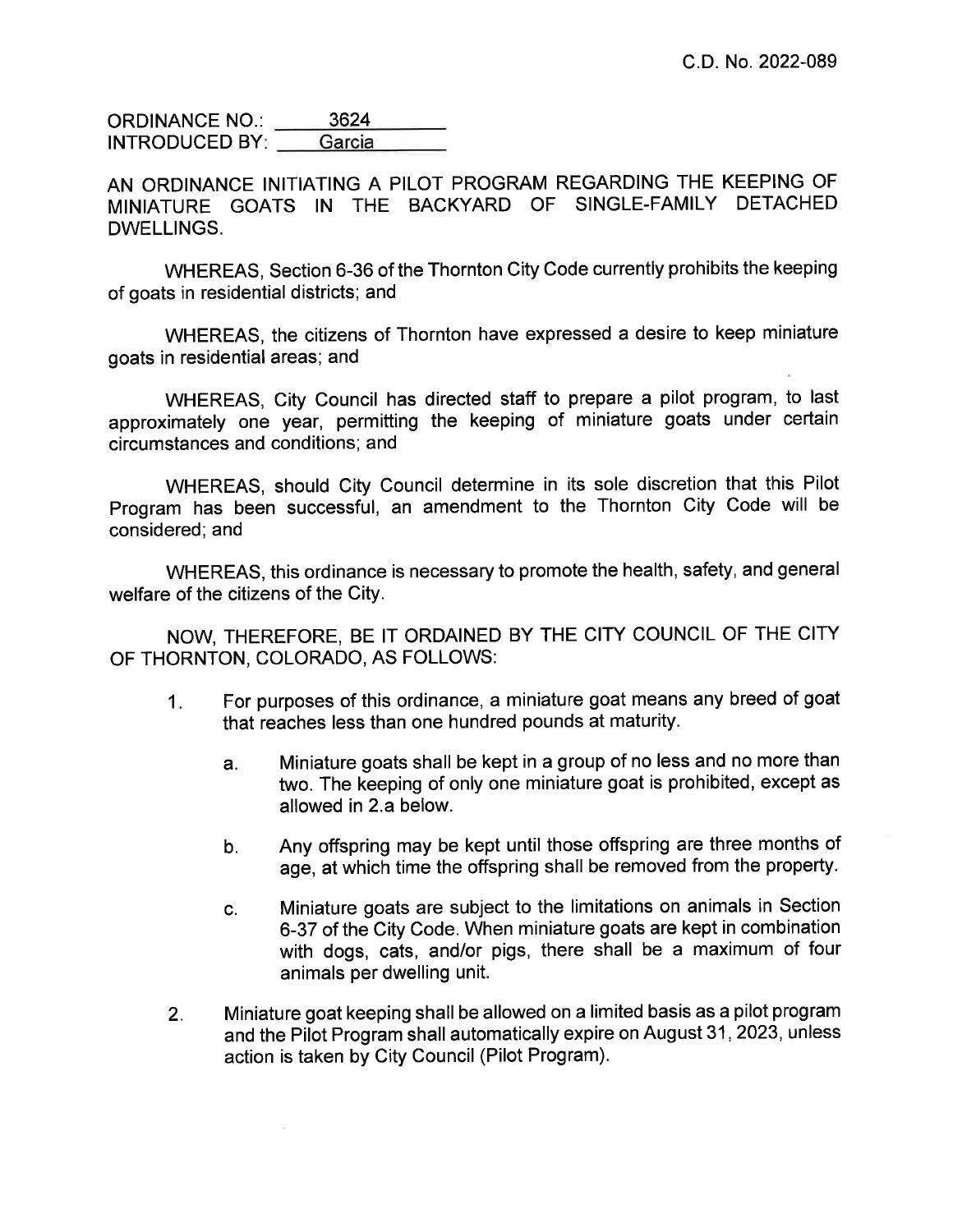C.D. No. 2022-089

ORDINANCE NO.: 3624
INTRODUCED BY: Garcia

AN ORDINANCE INITIATING A PILOT PROGRAM REGARDING THE KEEPING OF MINIATURE GOATS IN THE BACKYARD OF SINGLE-FAMILY DETACHED DWELLINGS.

WHEREAS, Section 6-36 of the Thornton City Code currently prohibits the keeping of goats in residential districts; and

WHEREAS, the citizens of Thornton have expressed a desire to keep miniature goats in residential areas; and

WHEREAS, City Council has directed staff to prepare a pilot program, to last approximately one year, permitting the keeping of miniature goats under certain circumstances and conditions; and

WHEREAS, should City Council determine in its sole discretion that this Pilot Program has been successful, an amendment to the Thornton City Code will be considered; and

WHEREAS, this ordinance is necessary to promote the health, safety, and general welfare of the citizens of the City.

NOW, THEREFORE, BE IT ORDAINED BY THE CITY COUNCIL OF THE CITY OF THORNTON, COLORADO, AS FOLLOWS:

1. For purposes of this ordinance, a miniature goat means any breed of goat that reaches less than one hundred pounds at maturity.

   a. Miniature goats shall be kept in a group of no less and no more than two. The keeping of only one miniature goat is prohibited, except as allowed in 2.a below.

   b. Any offspring may be kept until those offspring are three months of age, at which time the offspring shall be removed from the property.

   c. Miniature goats are subject to the limitations on animals in Section 6-37 of the City Code. When miniature goats are kept in combination with dogs, cats, and/or pigs, there shall be a maximum of four animals per dwelling unit.

2. Miniature goat keeping shall be allowed on a limited basis as a pilot program and the Pilot Program shall automatically expire on August 31, 2023, unless action is taken by City Council (Pilot Program).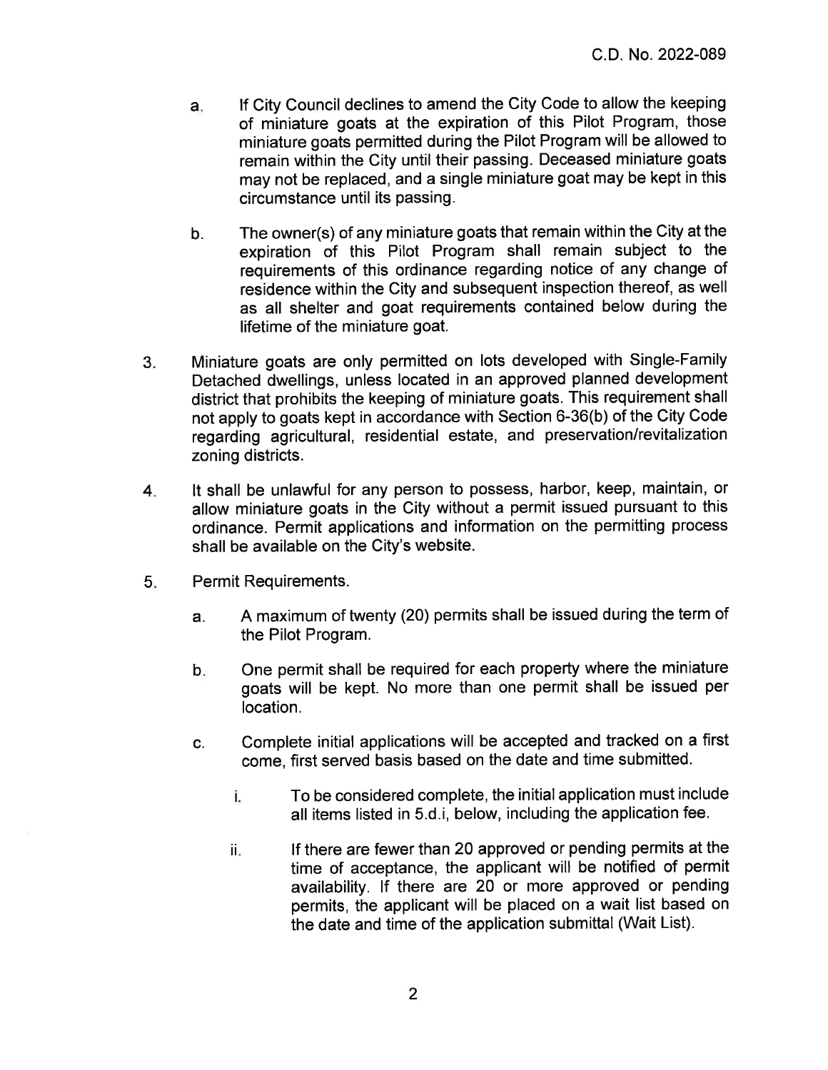a. If City Council declines to amend the City Code to allow the keeping of miniature goats at the expiration of this Pilot Program, those miniature goats permitted during the Pilot Program will be allowed to remain within the City until their passing. Deceased miniature goats may not be replaced, and a single miniature goat may be kept in this circumstance until its passing.

b. The owner(s) of any miniature goats that remain within the City at the expiration of this Pilot Program shall remain subject to the requirements of this ordinance regarding notice of any change of residence within the City and subsequent inspection thereof, as well as all shelter and goat requirements contained below during the lifetime of the miniature goat.

3. Miniature goats are only permitted on lots developed with Single-Family Detached dwellings, unless located in an approved planned development district that prohibits the keeping of miniature goats. This requirement shall not apply to goats kept in accordance with Section 6-36(b) of the City Code regarding agricultural, residential estate, and preservation/revitalization zoning districts.

4. It shall be unlawful for any person to possess, harbor, keep, maintain, or allow miniature goats in the City without a permit issued pursuant to this ordinance. Permit applications and information on the permitting process shall be available on the City's website.

5. Permit Requirements.

   a. A maximum of twenty (20) permits shall be issued during the term of the Pilot Program.

   b. One permit shall be required for each property where the miniature goats will be kept. No more than one permit shall be issued per location.

   c. Complete initial applications will be accepted and tracked on a first come, first served basis based on the date and time submitted.

      i. To be considered complete, the initial application must include all items listed in 5.d.i, below, including the application fee.

      ii. If there are fewer than 20 approved or pending permits at the time of acceptance, the applicant will be notified of permit availability. If there are 20 or more approved or pending permits, the applicant will be placed on a wait list based on the date and time of the application submittal (Wait List).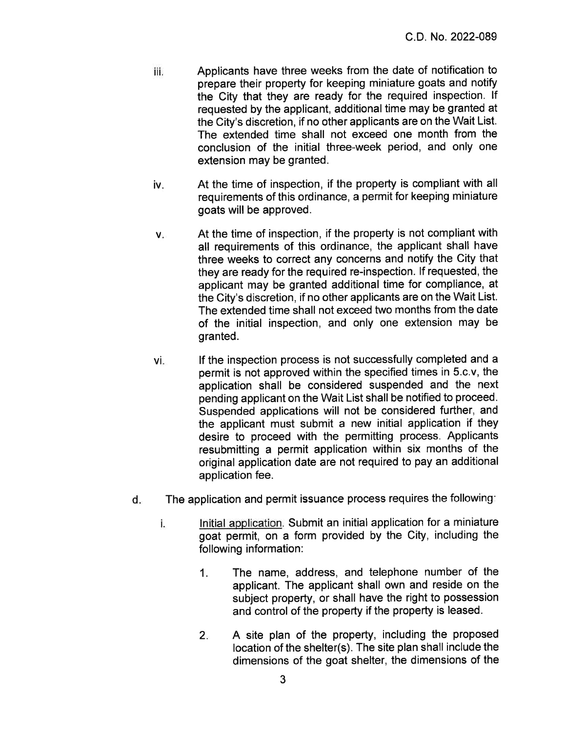iii. Applicants have three weeks from the date of notification to prepare their property for keeping miniature goats and notify the City that they are ready for the required inspection. If requested by the applicant, additional time may be granted at the City's discretion, if no other applicants are on the Wait List. The extended time shall not exceed one month from the conclusion of the initial three-week period, and only one extension may be granted.

iv. At the time of inspection, if the property is compliant with all requirements of this ordinance, a permit for keeping miniature goats will be approved.

v. At the time of inspection, if the property is not compliant with all requirements of this ordinance, the applicant shall have three weeks to correct any concerns and notify the City that they are ready for the required re-inspection. If requested, the applicant may be granted additional time for compliance, at the City's discretion, if no other applicants are on the Wait List. The extended time shall not exceed two months from the date of the initial inspection, and only one extension may be granted.

vi. If the inspection process is not successfully completed and a permit is not approved within the specified times in 5.c.v, the application shall be considered suspended and the next pending applicant on the Wait List shall be notified to proceed. Suspended applications will not be considered further, and the applicant must submit a new initial application if they desire to proceed with the permitting process. Applicants resubmitting a permit application within six months of the original application date are not required to pay an additional application fee.

d. The application and permit issuance process requires the following:

i. Initial application. Submit an initial application for a miniature goat permit, on a form provided by the City, including the following information:

1. The name, address, and telephone number of the applicant. The applicant shall own and reside on the subject property, or shall have the right to possession and control of the property if the property is leased.

2. A site plan of the property, including the proposed location of the shelter(s). The site plan shall include the dimensions of the goat shelter, the dimensions of the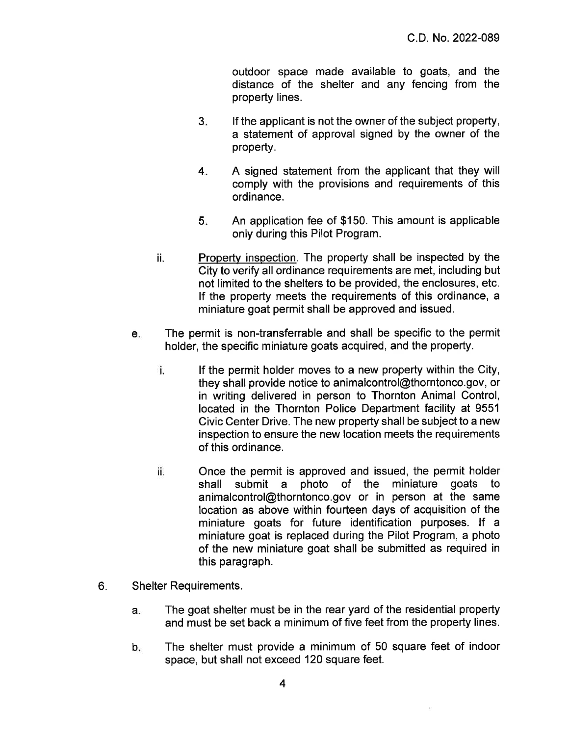outdoor space made available to goats, and the distance of the shelter and any fencing from the property lines.

3. If the applicant is not the owner of the subject property, a statement of approval signed by the owner of the property.

4. A signed statement from the applicant that they will comply with the provisions and requirements of this ordinance.

5. An application fee of $150. This amount is applicable only during this Pilot Program.

ii. <u>Property inspection</u>. The property shall be inspected by the City to verify all ordinance requirements are met, including but not limited to the shelters to be provided, the enclosures, etc. If the property meets the requirements of this ordinance, a miniature goat permit shall be approved and issued.

e. The permit is non-transferrable and shall be specific to the permit holder, the specific miniature goats acquired, and the property.

i. If the permit holder moves to a new property within the City, they shall provide notice to animalcontrol@thorntonco.gov, or in writing delivered in person to Thornton Animal Control, located in the Thornton Police Department facility at 9551 Civic Center Drive. The new property shall be subject to a new inspection to ensure the new location meets the requirements of this ordinance.

ii. Once the permit is approved and issued, the permit holder shall submit a photo of the miniature goats to animalcontrol@thorntonco.gov or in person at the same location as above within fourteen days of acquisition of the miniature goats for future identification purposes. If a miniature goat is replaced during the Pilot Program, a photo of the new miniature goat shall be submitted as required in this paragraph.

6. Shelter Requirements.

a. The goat shelter must be in the rear yard of the residential property and must be set back a minimum of five feet from the property lines.

b. The shelter must provide a minimum of 50 square feet of indoor space, but shall not exceed 120 square feet.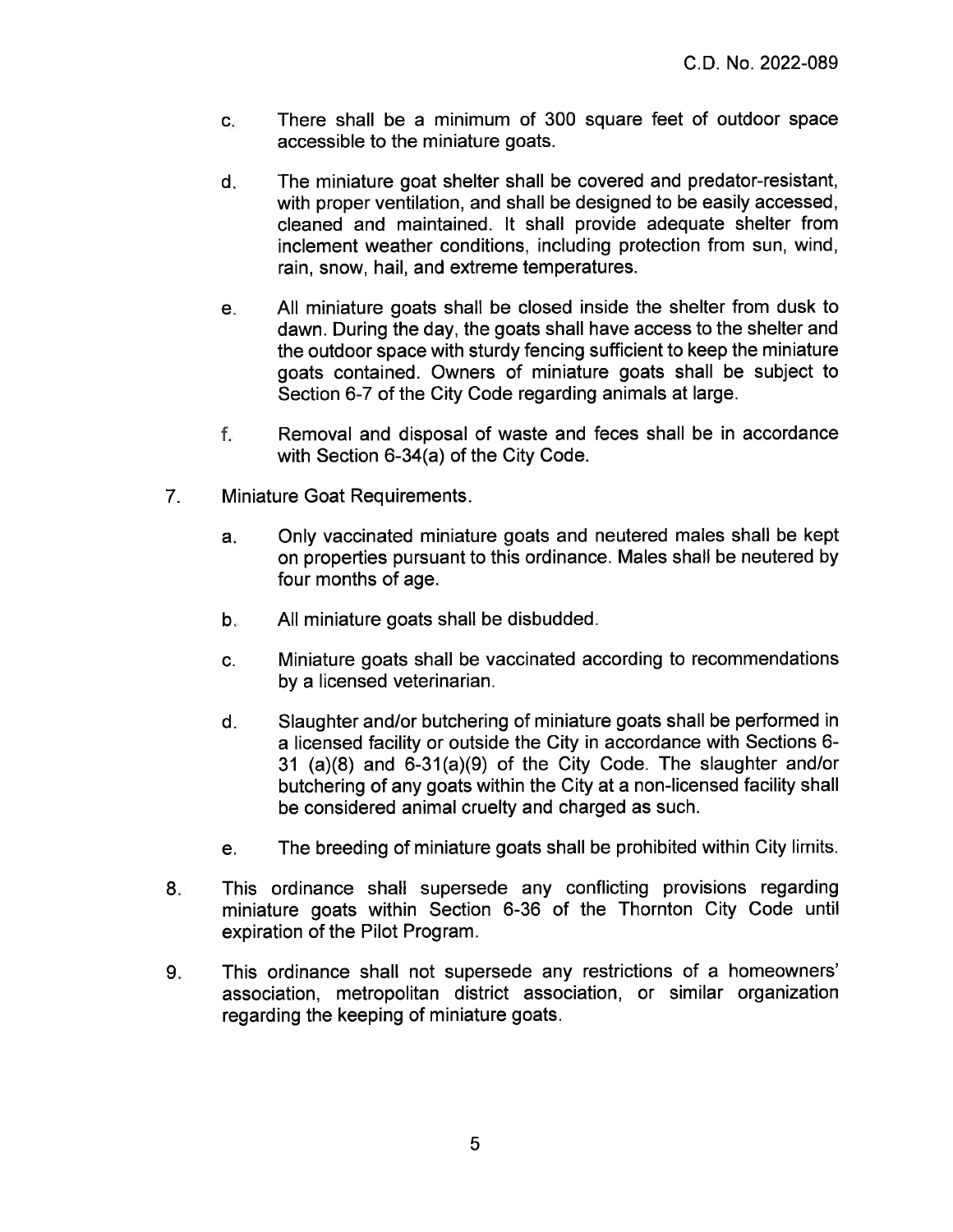c. There shall be a minimum of 300 square feet of outdoor space accessible to the miniature goats.

d. The miniature goat shelter shall be covered and predator-resistant, with proper ventilation, and shall be designed to be easily accessed, cleaned and maintained. It shall provide adequate shelter from inclement weather conditions, including protection from sun, wind, rain, snow, hail, and extreme temperatures.

e. All miniature goats shall be closed inside the shelter from dusk to dawn. During the day, the goats shall have access to the shelter and the outdoor space with sturdy fencing sufficient to keep the miniature goats contained. Owners of miniature goats shall be subject to Section 6-7 of the City Code regarding animals at large.

f. Removal and disposal of waste and feces shall be in accordance with Section 6-34(a) of the City Code.

7. Miniature Goat Requirements.

   a. Only vaccinated miniature goats and neutered males shall be kept on properties pursuant to this ordinance. Males shall be neutered by four months of age.

   b. All miniature goats shall be disbudded.

   c. Miniature goats shall be vaccinated according to recommendations by a licensed veterinarian.

   d. Slaughter and/or butchering of miniature goats shall be performed in a licensed facility or outside the City in accordance with Sections 6-31 (a)(8) and 6-31(a)(9) of the City Code. The slaughter and/or butchering of any goats within the City at a non-licensed facility shall be considered animal cruelty and charged as such.

   e. The breeding of miniature goats shall be prohibited within City limits.

8. This ordinance shall supersede any conflicting provisions regarding miniature goats within Section 6-36 of the Thornton City Code until expiration of the Pilot Program.

9. This ordinance shall not supersede any restrictions of a homeowners' association, metropolitan district association, or similar organization regarding the keeping of miniature goats.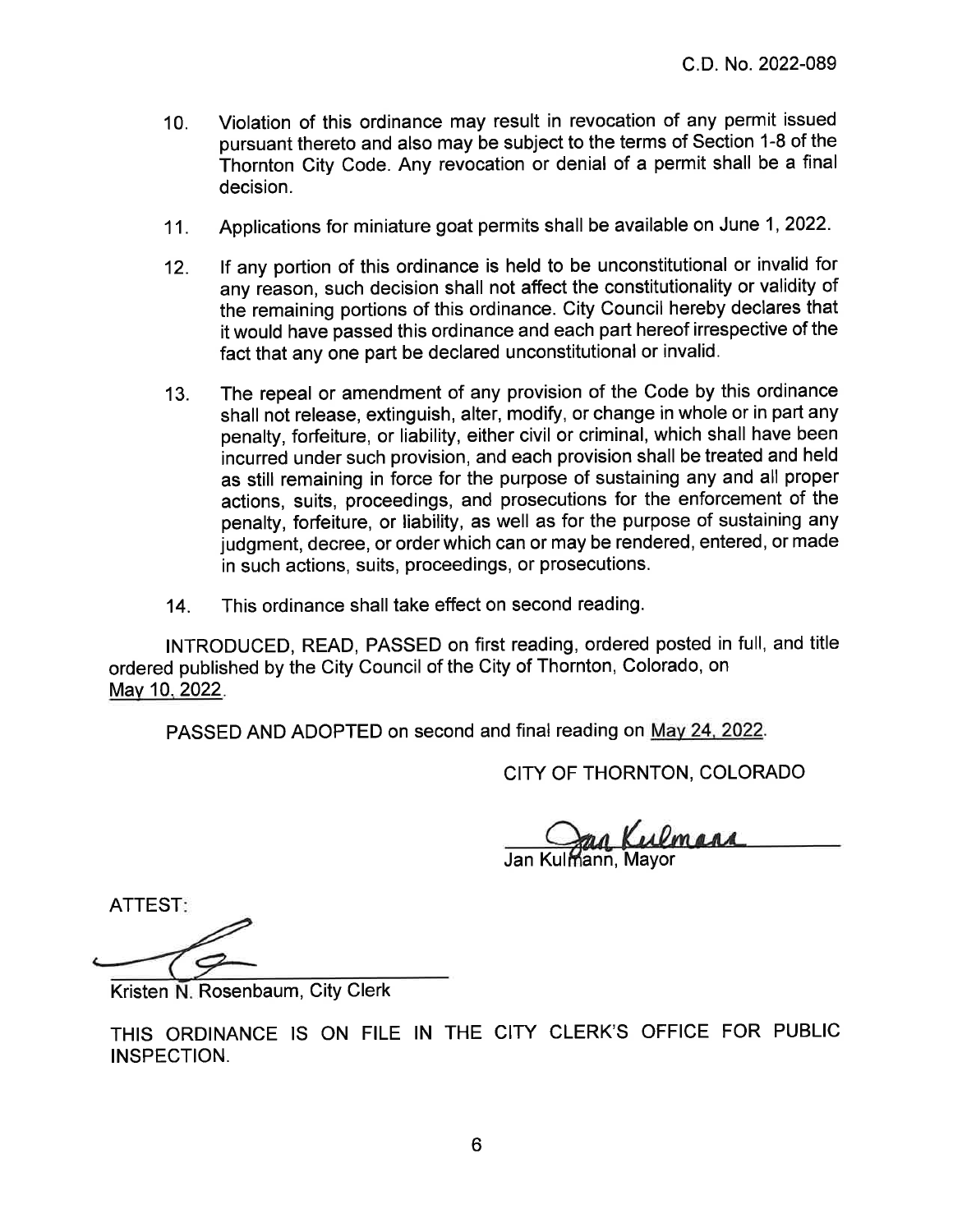C.D. No. 2022-089

10. Violation of this ordinance may result in revocation of any permit issued pursuant thereto and also may be subject to the terms of Section 1-8 of the Thornton City Code. Any revocation or denial of a permit shall be a final decision.

11. Applications for miniature goat permits shall be available on June 1, 2022.

12. If any portion of this ordinance is held to be unconstitutional or invalid for any reason, such decision shall not affect the constitutionality or validity of the remaining portions of this ordinance. City Council hereby declares that it would have passed this ordinance and each part hereof irrespective of the fact that any one part be declared unconstitutional or invalid.

13. The repeal or amendment of any provision of the Code by this ordinance shall not release, extinguish, alter, modify, or change in whole or in part any penalty, forfeiture, or liability, either civil or criminal, which shall have been incurred under such provision, and each provision shall be treated and held as still remaining in force for the purpose of sustaining any and all proper actions, suits, proceedings, and prosecutions for the enforcement of the penalty, forfeiture, or liability, as well as for the purpose of sustaining any judgment, decree, or order which can or may be rendered, entered, or made in such actions, suits, proceedings, or prosecutions.

14. This ordinance shall take effect on second reading.

INTRODUCED, READ, PASSED on first reading, ordered posted in full, and title ordered published by the City Council of the City of Thornton, Colorado, on May 10, 2022.

PASSED AND ADOPTED on second and final reading on May 24, 2022.

CITY OF THORNTON, COLORADO

Jan Kulmann, Mayor

ATTEST:

Kristen N. Rosenbaum, City Clerk

THIS ORDINANCE IS ON FILE IN THE CITY CLERK'S OFFICE FOR PUBLIC INSPECTION.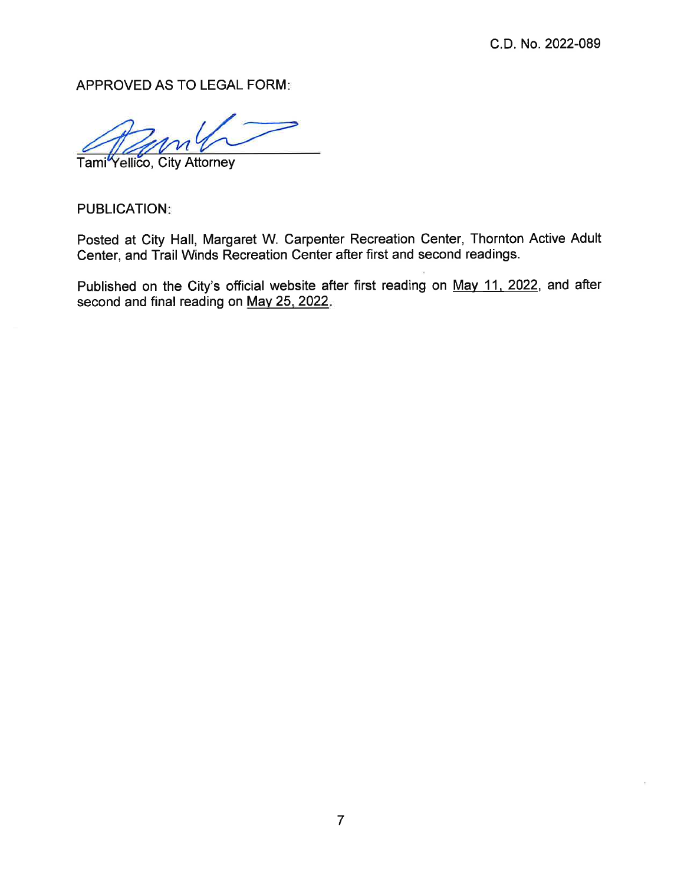C.D. No. 2022-089

APPROVED AS TO LEGAL FORM:

Tami Yellico, City Attorney

PUBLICATION:

Posted at City Hall, Margaret W. Carpenter Recreation Center, Thornton Active Adult Center, and Trail Winds Recreation Center after first and second readings.

Published on the City's official website after first reading on May 11, 2022, and after second and final reading on May 25, 2022.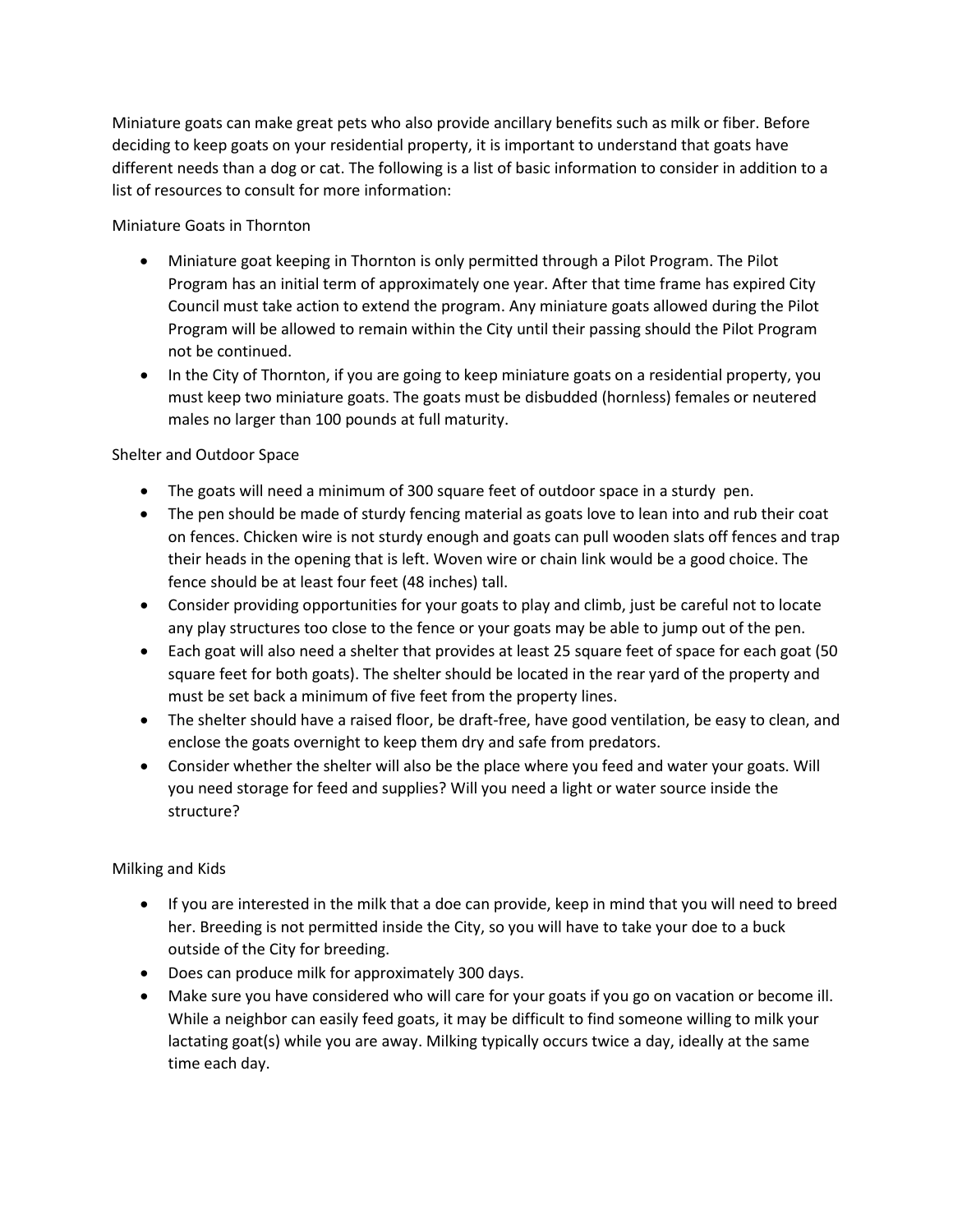Miniature goats can make great pets who also provide ancillary benefits such as milk or fiber. Before deciding to keep goats on your residential property, it is important to understand that goats have different needs than a dog or cat. The following is a list of basic information to consider in addition to a list of resources to consult for more information:

## Miniature Goats in Thornton

- Miniature goat keeping in Thornton is only permitted through a Pilot Program. The Pilot Program has an initial term of approximately one year. After that time frame has expired City Council must take action to extend the program. Any miniature goats allowed during the Pilot Program will be allowed to remain within the City until their passing should the Pilot Program not be continued.
- In the City of Thornton, if you are going to keep miniature goats on a residential property, you must keep two miniature goats. The goats must be disbudded (hornless) females or neutered males no larger than 100 pounds at full maturity.

## Shelter and Outdoor Space

- The goats will need a minimum of 300 square feet of outdoor space in a sturdy pen.
- The pen should be made of sturdy fencing material as goats love to lean into and rub their coat on fences. Chicken wire is not sturdy enough and goats can pull wooden slats off fences and trap their heads in the opening that is left. Woven wire or chain link would be a good choice. The fence should be at least four feet (48 inches) tall.
- Consider providing opportunities for your goats to play and climb, just be careful not to locate any play structures too close to the fence or your goats may be able to jump out of the pen.
- Each goat will also need a shelter that provides at least 25 square feet of space for each goat (50 square feet for both goats). The shelter should be located in the rear yard of the property and must be set back a minimum of five feet from the property lines.
- The shelter should have a raised floor, be draft-free, have good ventilation, be easy to clean, and enclose the goats overnight to keep them dry and safe from predators.
- Consider whether the shelter will also be the place where you feed and water your goats. Will you need storage for feed and supplies? Will you need a light or water source inside the structure?

## Milking and Kids

- If you are interested in the milk that a doe can provide, keep in mind that you will need to breed her. Breeding is not permitted inside the City, so you will have to take your doe to a buck outside of the City for breeding.
- Does can produce milk for approximately 300 days.
- Make sure you have considered who will care for your goats if you go on vacation or become ill. While a neighbor can easily feed goats, it may be difficult to find someone willing to milk your lactating goat(s) while you are away. Milking typically occurs twice a day, ideally at the same time each day.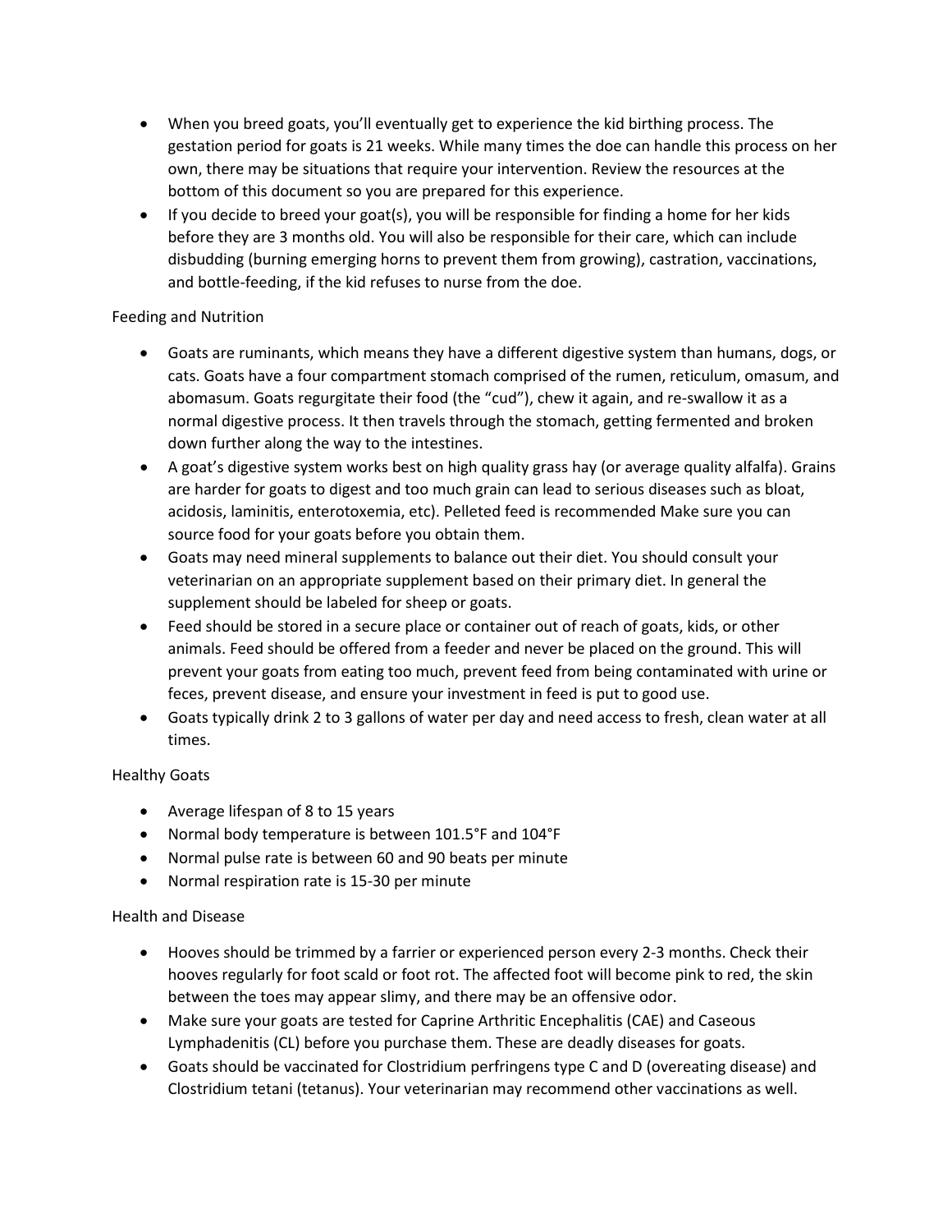- When you breed goats, you'll eventually get to experience the kid birthing process. The gestation period for goats is 21 weeks. While many times the doe can handle this process on her own, there may be situations that require your intervention. Review the resources at the bottom of this document so you are prepared for this experience.
- If you decide to breed your goat(s), you will be responsible for finding a home for her kids before they are 3 months old. You will also be responsible for their care, which can include disbudding (burning emerging horns to prevent them from growing), castration, vaccinations, and bottle-feeding, if the kid refuses to nurse from the doe.

Feeding and Nutrition

- Goats are ruminants, which means they have a different digestive system than humans, dogs, or cats. Goats have a four compartment stomach comprised of the rumen, reticulum, omasum, and abomasum. Goats regurgitate their food (the "cud"), chew it again, and re-swallow it as a normal digestive process. It then travels through the stomach, getting fermented and broken down further along the way to the intestines.
- A goat's digestive system works best on high quality grass hay (or average quality alfalfa). Grains are harder for goats to digest and too much grain can lead to serious diseases such as bloat, acidosis, laminitis, enterotoxemia, etc). Pelleted feed is recommended Make sure you can source food for your goats before you obtain them.
- Goats may need mineral supplements to balance out their diet. You should consult your veterinarian on an appropriate supplement based on their primary diet. In general the supplement should be labeled for sheep or goats.
- Feed should be stored in a secure place or container out of reach of goats, kids, or other animals. Feed should be offered from a feeder and never be placed on the ground. This will prevent your goats from eating too much, prevent feed from being contaminated with urine or feces, prevent disease, and ensure your investment in feed is put to good use.
- Goats typically drink 2 to 3 gallons of water per day and need access to fresh, clean water at all times.

Healthy Goats

- Average lifespan of 8 to 15 years
- Normal body temperature is between 101.5°F and 104°F
- Normal pulse rate is between 60 and 90 beats per minute
- Normal respiration rate is 15-30 per minute

Health and Disease

- Hooves should be trimmed by a farrier or experienced person every 2-3 months. Check their hooves regularly for foot scald or foot rot. The affected foot will become pink to red, the skin between the toes may appear slimy, and there may be an offensive odor.
- Make sure your goats are tested for Caprine Arthritic Encephalitis (CAE) and Caseous Lymphadenitis (CL) before you purchase them. These are deadly diseases for goats.
- Goats should be vaccinated for Clostridium perfringens type C and D (overeating disease) and Clostridium tetani (tetanus). Your veterinarian may recommend other vaccinations as well.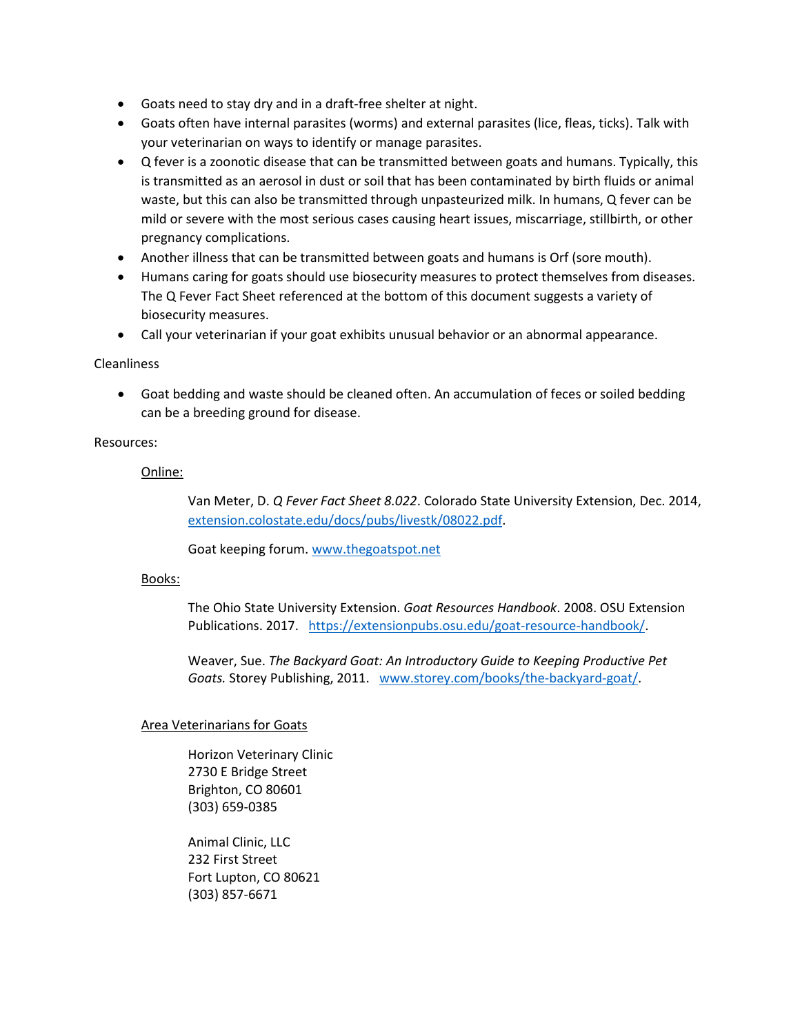- Goats need to stay dry and in a draft-free shelter at night.
- Goats often have internal parasites (worms) and external parasites (lice, fleas, ticks). Talk with your veterinarian on ways to identify or manage parasites.
- Q fever is a zoonotic disease that can be transmitted between goats and humans. Typically, this is transmitted as an aerosol in dust or soil that has been contaminated by birth fluids or animal waste, but this can also be transmitted through unpasteurized milk. In humans, Q fever can be mild or severe with the most serious cases causing heart issues, miscarriage, stillbirth, or other pregnancy complications.
- Another illness that can be transmitted between goats and humans is Orf (sore mouth).
- Humans caring for goats should use biosecurity measures to protect themselves from diseases. The Q Fever Fact Sheet referenced at the bottom of this document suggests a variety of biosecurity measures.
- Call your veterinarian if your goat exhibits unusual behavior or an abnormal appearance.

Cleanliness

- Goat bedding and waste should be cleaned often. An accumulation of feces or soiled bedding can be a breeding ground for disease.

Resources:

<u>Online:</u>

Van Meter, D. *Q Fever Fact Sheet 8.022*. Colorado State University Extension, Dec. 2014, [extension.colostate.edu/docs/pubs/livestk/08022.pdf](extension.colostate.edu/docs/pubs/livestk/08022.pdf).

Goat keeping forum. [www.thegoatspot.net](www.thegoatspot.net)

<u>Books:</u>

The Ohio State University Extension. *Goat Resources Handbook*. 2008. OSU Extension Publications. 2017. [https://extensionpubs.osu.edu/goat-resource-handbook/](https://extensionpubs.osu.edu/goat-resource-handbook/).

Weaver, Sue. *The Backyard Goat: An Introductory Guide to Keeping Productive Pet Goats.* Storey Publishing, 2011. [www.storey.com/books/the-backyard-goat/](www.storey.com/books/the-backyard-goat/).

<u>Area Veterinarians for Goats</u>

Horizon Veterinary Clinic
2730 E Bridge Street
Brighton, CO 80601
(303) 659-0385

Animal Clinic, LLC
232 First Street
Fort Lupton, CO 80621
(303) 857-6671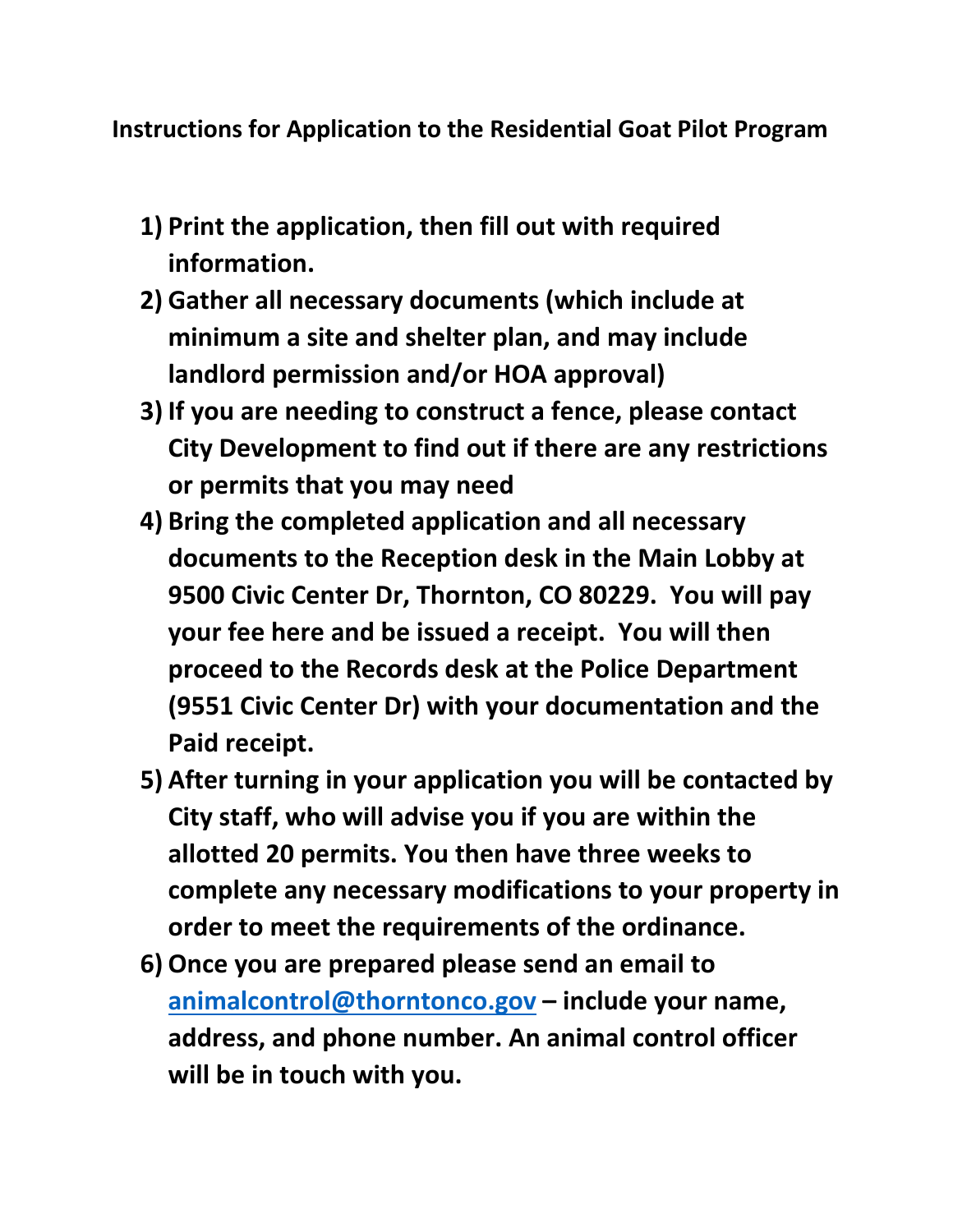**Instructions for Application to the Residential Goat Pilot Program**

1) **Print the application, then fill out with required information.**
2) **Gather all necessary documents (which include at minimum a site and shelter plan, and may include landlord permission and/or HOA approval)**
3) **If you are needing to construct a fence, please contact City Development to find out if there are any restrictions or permits that you may need**
4) **Bring the completed application and all necessary documents to the Reception desk in the Main Lobby at 9500 Civic Center Dr, Thornton, CO 80229. You will pay your fee here and be issued a receipt. You will then proceed to the Records desk at the Police Department (9551 Civic Center Dr) with your documentation and the Paid receipt.**
5) **After turning in your application you will be contacted by City staff, who will advise you if you are within the allotted 20 permits. You then have three weeks to complete any necessary modifications to your property in order to meet the requirements of the ordinance.**
6) **Once you are prepared please send an email to [animalcontrol@thorntonco.gov](mailto:animalcontrol@thorntonco.gov) – include your name, address, and phone number. An animal control officer will be in touch with you.**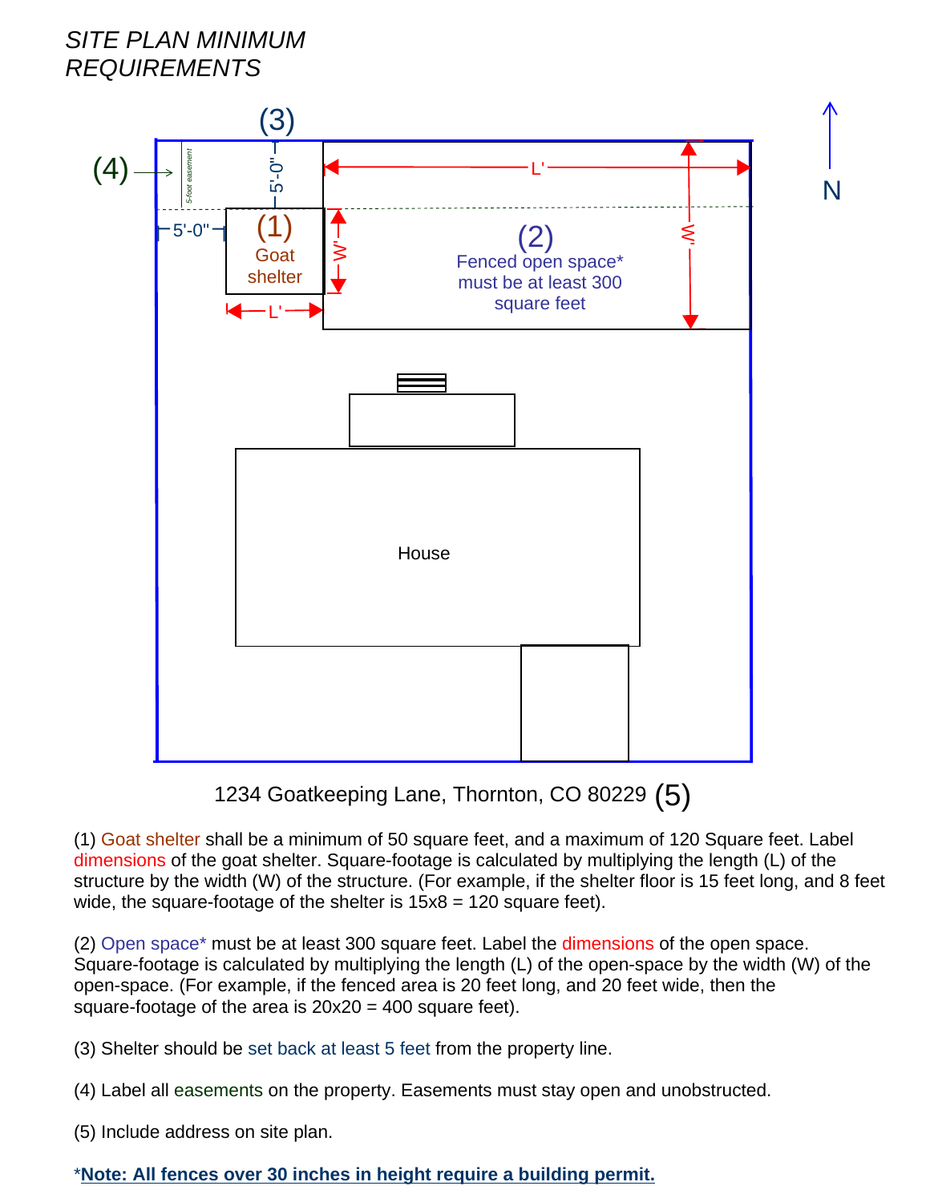*SITE PLAN MINIMUM REQUIREMENTS*

(3)

(4) 5-foot easement

5'-0"

5'-0"

(1) Goat shelter

W'

L'

L'

W'

(2) Fenced open space* must be at least 300 square feet

N

House

1234 Goatkeeping Lane, Thornton, CO 80229 (5)

(1) Goat shelter shall be a minimum of 50 square feet, and a maximum of 120 Square feet. Label dimensions of the goat shelter. Square-footage is calculated by multiplying the length (L) of the structure by the width (W) of the structure. (For example, if the shelter floor is 15 feet long, and 8 feet wide, the square-footage of the shelter is 15x8 = 120 square feet).

(2) Open space* must be at least 300 square feet. Label the dimensions of the open space. Square-footage is calculated by multiplying the length (L) of the open-space by the width (W) of the open-space. (For example, if the fenced area is 20 feet long, and 20 feet wide, then the square-footage of the area is 20x20 = 400 square feet).

(3) Shelter should be set back at least 5 feet from the property line.

(4) Label all easements on the property. Easements must stay open and unobstructed.

(5) Include address on site plan.

*<u>**Note: All fences over 30 inches in height require a building permit.**</u>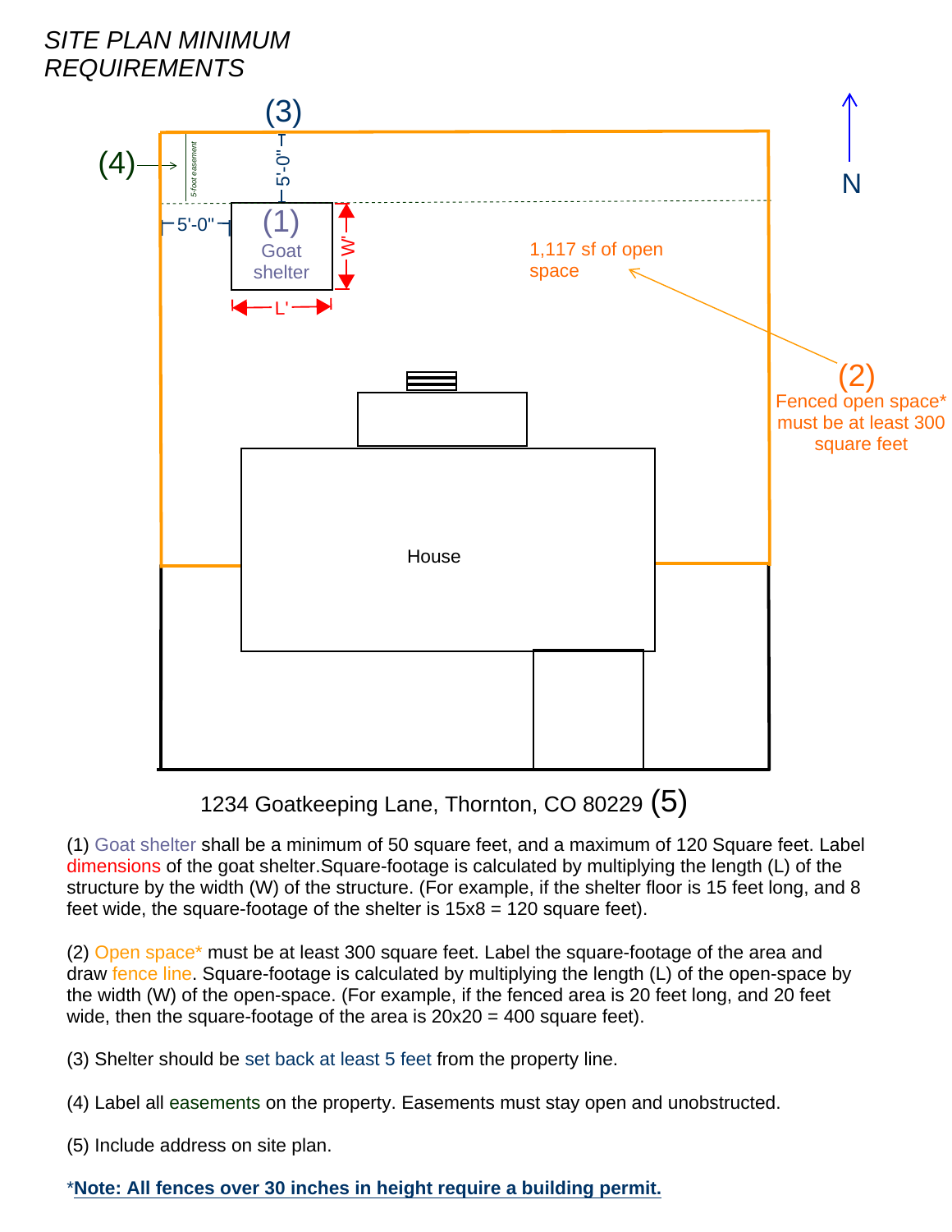*SITE PLAN MINIMUM REQUIREMENTS*

(3)

(4) → 5-foot easement

5'-0"

5'-0"

(1) Goat shelter

W'

L'

1,117 sf of open space

N

(2) Fenced open space* must be at least 300 square feet

House

1234 Goatkeeping Lane, Thornton, CO 80229 (5)

(1) Goat shelter shall be a minimum of 50 square feet, and a maximum of 120 Square feet. Label dimensions of the goat shelter.Square-footage is calculated by multiplying the length (L) of the structure by the width (W) of the structure. (For example, if the shelter floor is 15 feet long, and 8 feet wide, the square-footage of the shelter is 15x8 = 120 square feet).

(2) Open space* must be at least 300 square feet. Label the square-footage of the area and draw fence line. Square-footage is calculated by multiplying the length (L) of the open-space by the width (W) of the open-space. (For example, if the fenced area is 20 feet long, and 20 feet wide, then the square-footage of the area is 20x20 = 400 square feet).

(3) Shelter should be set back at least 5 feet from the property line.

(4) Label all easements on the property. Easements must stay open and unobstructed.

(5) Include address on site plan.

***Note: All fences over 30 inches in height require a building permit.**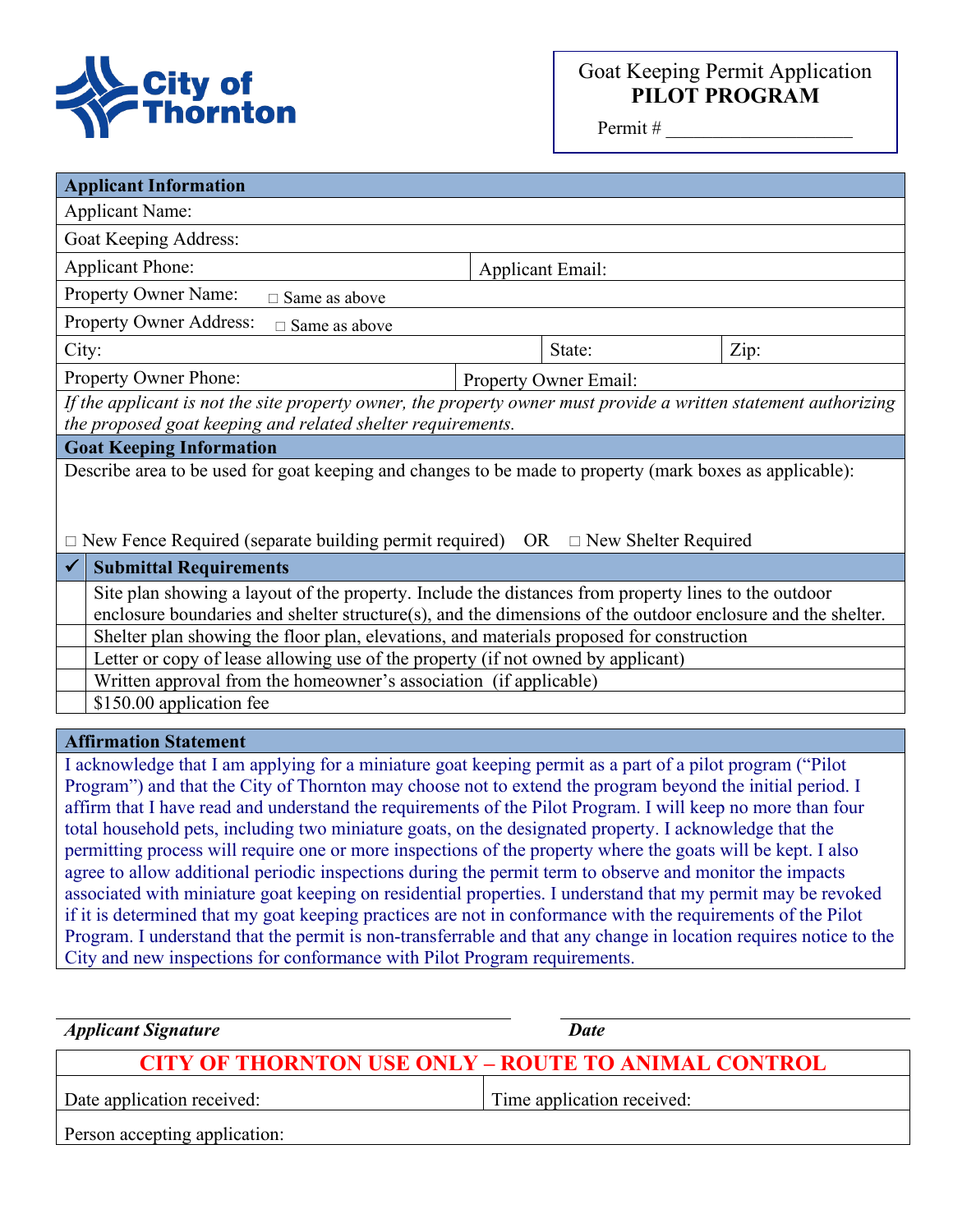City of Thornton

# Goat Keeping Permit Application
## PILOT PROGRAM

Permit # ____________________

| Applicant Information | | | |
|---|---|---|---|
| Applicant Name: | | | |
| Goat Keeping Address: | | | |
| Applicant Phone: | Applicant Email: | | |
| Property Owner Name: ☐ Same as above | | | |
| Property Owner Address: ☐ Same as above | | | |
| City: | | State: | Zip: |
| Property Owner Phone: | Property Owner Email: | | |

*If the applicant is not the site property owner, the property owner must provide a written statement authorizing the proposed goat keeping and related shelter requirements.*

**Goat Keeping Information**

Describe area to be used for goat keeping and changes to be made to property (mark boxes as applicable):

☐ New Fence Required (separate building permit required) OR ☐ New Shelter Required

| ✓ | Submittal Requirements |
|---|---|
| | Site plan showing a layout of the property. Include the distances from property lines to the outdoor enclosure boundaries and shelter structure(s), and the dimensions of the outdoor enclosure and the shelter. |
| | Shelter plan showing the floor plan, elevations, and materials proposed for construction |
| | Letter or copy of lease allowing use of the property (if not owned by applicant) |
| | Written approval from the homeowner's association (if applicable) |
| | $150.00 application fee |

**Affirmation Statement**

I acknowledge that I am applying for a miniature goat keeping permit as a part of a pilot program ("Pilot Program") and that the City of Thornton may choose not to extend the program beyond the initial period. I affirm that I have read and understand the requirements of the Pilot Program. I will keep no more than four total household pets, including two miniature goats, on the designated property. I acknowledge that the permitting process will require one or more inspections of the property where the goats will be kept. I also agree to allow additional periodic inspections during the permit term to observe and monitor the impacts associated with miniature goat keeping on residential properties. I understand that my permit may be revoked if it is determined that my goat keeping practices are not in conformance with the requirements of the Pilot Program. I understand that the permit is non-transferrable and that any change in location requires notice to the City and new inspections for conformance with Pilot Program requirements.

______________________________ ______________________________

***Applicant Signature*** ***Date***

| CITY OF THORNTON USE ONLY – ROUTE TO ANIMAL CONTROL | |
|---|---|
| Date application received: | Time application received: |
| Person accepting application: | |